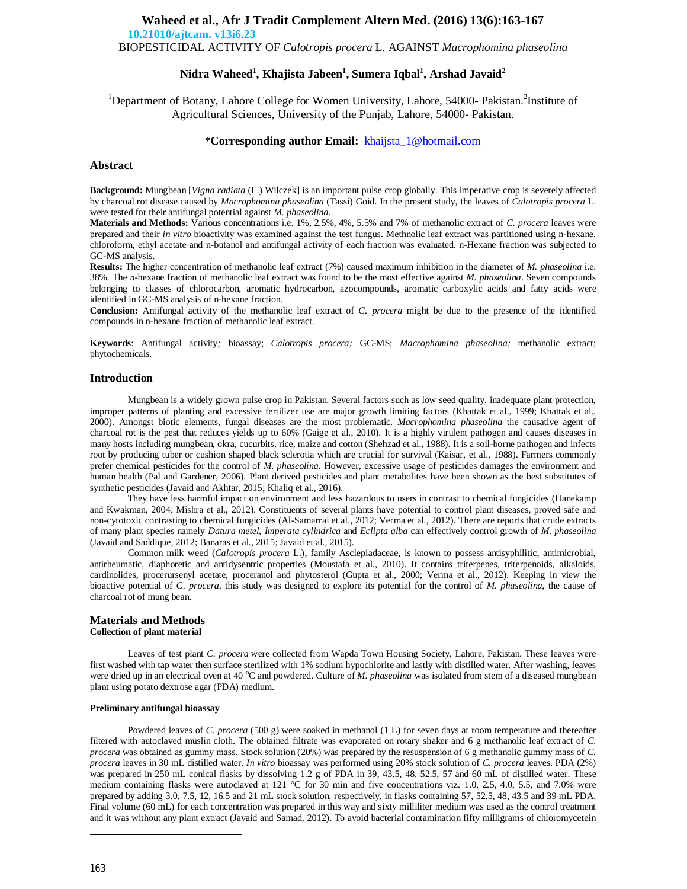10.21010/ajtcam. v13i6.23

# BIOPESTICIDAL ACTIVITY OF *Calotropis procera* L. AGAINST *Macrophomina phaseolina*

**Nidra Waheed[1], Khajista Jabeen[1], Sumera Iqbal[1], Arshad Javaid[2]**

[1]Department of Botany, Lahore College for Women University, Lahore, 54000- Pakistan.[2]Institute of Agricultural Sciences, University of the Punjab, Lahore, 54000- Pakistan.

\***Corresponding author Email:** khaijsta_1@hotmail.com

## Abstract

**Background:** Mungbean [*Vigna radiata* (L.) Wilczek] is an important pulse crop globally. This imperative crop is severely affected by charcoal rot disease caused by *Macrophomina phaseolina* (Tassi) Goid. In the present study, the leaves of *Calotropis procera* L. were tested for their antifungal potential against *M. phaseolina*.

**Materials and Methods:** Various concentrations i.e. 1%, 2.5%, 4%, 5.5% and 7% of methanolic extract of *C. procera* leaves were prepared and their *in vitro* bioactivity was examined against the test fungus. Methnolic leaf extract was partitioned using n-hexane, chloroform, ethyl acetate and n-butanol and antifungal activity of each fraction was evaluated. n-Hexane fraction was subjected to GC-MS analysis.

**Results:** The higher concentration of methanolic leaf extract (7%) caused maximum inhibition in the diameter of *M. phaseolina* i.e. 38%. The *n*-hexane fraction of methanolic leaf extract was found to be the most effective against *M. phaseolina*. Seven compounds belonging to classes of chlorocarbon, aromatic hydrocarbon, azocompounds, aromatic carboxylic acids and fatty acids were identified in GC-MS analysis of n-hexane fraction.

**Conclusion:** Antifungal activity of the methanolic leaf extract of *C. procera* might be due to the presence of the identified compounds in n-hexane fraction of methanolic leaf extract.

**Keywords**: Antifungal activity; bioassay; *Calotropis procera;* GC-MS; *Macrophomina phaseolina;* methanolic extract; phytochemicals.

## Introduction

Mungbean is a widely grown pulse crop in Pakistan. Several factors such as low seed quality, inadequate plant protection, improper patterns of planting and excessive fertilizer use are major growth limiting factors (Khattak et al., 1999; Khattak et al., 2000). Amongst biotic elements, fungal diseases are the most problematic. *Macrophomina phaseolina* the causative agent of charcoal rot is the pest that reduces yields up to 60% (Gaige et al., 2010). It is a highly virulent pathogen and causes diseases in many hosts including mungbean, okra, cucurbits, rice, maize and cotton (Shehzad et al., 1988). It is a soil-borne pathogen and infects root by producing tuber or cushion shaped black sclerotia which are crucial for survival (Kaisar, et al., 1988). Farmers commonly prefer chemical pesticides for the control of *M. phaseolina.* However, excessive usage of pesticides damages the environment and human health (Pal and Gardener, 2006). Plant derived pesticides and plant metabolites have been shown as the best substitutes of synthetic pesticides (Javaid and Akhtar, 2015; Khaliq et al., 2016).

They have less harmful impact on environment and less hazardous to users in contrast to chemical fungicides (Hanekamp and Kwakman, 2004; Mishra et al., 2012). Constituents of several plants have potential to control plant diseases, proved safe and non-cytotoxic contrasting to chemical fungicides (Al-Samarrai et al., 2012; Verma et al., 2012). There are reports that crude extracts of many plant species namely *Datura metel, Imperata cylindrica* and *Eclipta alba* can effectively control growth of *M. phaseolina* (Javaid and Saddique, 2012; Banaras et al., 2015; Javaid et al., 2015).

Common milk weed (*Calotropis procera* L.), family Asclepiadaceae, is known to possess antisyphilitic, antimicrobial, antirheumatic, diaphoretic and antidysentric properties (Moustafa et al., 2010). It contains triterpenes, triterpenoids, alkaloids, cardinolides, procerursenyl acetate, proceranol and phytosterol (Gupta et al., 2000; Verma et al., 2012). Keeping in view the bioactive potential of *C. procera,* this study was designed to explore its potential for the control of *M. phaseolina,* the cause of charcoal rot of mung bean.

## Materials and Methods

### Collection of plant material

Leaves of test plant *C. procera* were collected from Wapda Town Housing Society, Lahore, Pakistan. These leaves were first washed with tap water then surface sterilized with 1% sodium hypochlorite and lastly with distilled water. After washing, leaves were dried up in an electrical oven at 40 °C and powdered. Culture of *M. phaseolina* was isolated from stem of a diseased mungbean plant using potato dextrose agar (PDA) medium.

### Preliminary antifungal bioassay

Powdered leaves of *C*. *procera* (500 g) were soaked in methanol (1 L) for seven days at room temperature and thereafter filtered with autoclaved muslin cloth. The obtained filtrate was evaporated on rotary shaker and 6 g methanolic leaf extract of *C. procera* was obtained as gummy mass. Stock solution (20%) was prepared by the resuspension of 6 g methanolic gummy mass of *C. procera* leaves in 30 mL distilled water. *In vitro* bioassay was performed using 20% stock solution of *C. procera* leaves. PDA (2%) was prepared in 250 mL conical flasks by dissolving 1.2 g of PDA in 39, 43.5, 48, 52.5, 57 and 60 mL of distilled water. These medium containing flasks were autoclaved at 121 °C for 30 min and five concentrations viz. 1.0, 2.5, 4.0, 5.5, and 7.0% were prepared by adding 3.0, 7.5, 12, 16.5 and 21 mL stock solution, respectively, in flasks containing 57, 52.5, 48, 43.5 and 39 mL PDA. Final volume (60 mL) for each concentration was prepared in this way and sixty milliliter medium was used as the control treatment and it was without any plant extract (Javaid and Samad, 2012). To avoid bacterial contamination fifty milligrams of chloromycetein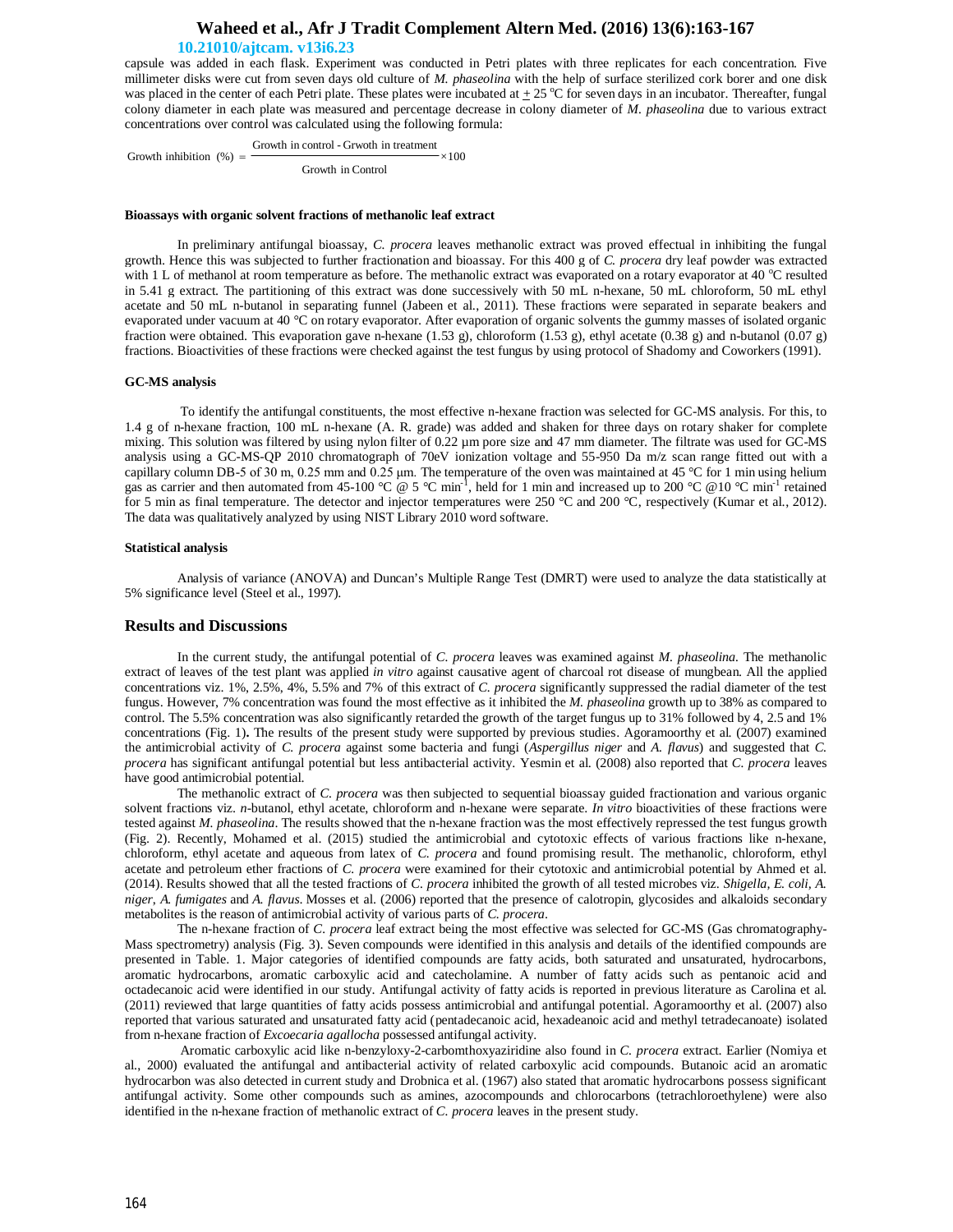capsule was added in each flask. Experiment was conducted in Petri plates with three replicates for each concentration. Five millimeter disks were cut from seven days old culture of *M. phaseolina* with the help of surface sterilized cork borer and one disk was placed in the center of each Petri plate. These plates were incubated at ± 25 °C for seven days in an incubator. Thereafter, fungal colony diameter in each plate was measured and percentage decrease in colony diameter of *M. phaseolina* due to various extract concentrations over control was calculated using the following formula:

$$\text{Growth inhibition (\%)} = \frac{\text{Growth in control - Grwoth in treatment}}{\text{Growth in Control}} \times 100$$

#### Bioassays with organic solvent fractions of methanolic leaf extract

In preliminary antifungal bioassay, *C. procera* leaves methanolic extract was proved effectual in inhibiting the fungal growth. Hence this was subjected to further fractionation and bioassay. For this 400 g of *C. procera* dry leaf powder was extracted with 1 L of methanol at room temperature as before. The methanolic extract was evaporated on a rotary evaporator at 40 °C resulted in 5.41 g extract. The partitioning of this extract was done successively with 50 mL n-hexane, 50 mL chloroform, 50 mL ethyl acetate and 50 mL n-butanol in separating funnel (Jabeen et al., 2011). These fractions were separated in separate beakers and evaporated under vacuum at 40 °C on rotary evaporator. After evaporation of organic solvents the gummy masses of isolated organic fraction were obtained. This evaporation gave n-hexane (1.53 g), chloroform (1.53 g), ethyl acetate (0.38 g) and n-butanol (0.07 g) fractions. Bioactivities of these fractions were checked against the test fungus by using protocol of Shadomy and Coworkers (1991).

#### GC-MS analysis

To identify the antifungal constituents, the most effective n-hexane fraction was selected for GC-MS analysis. For this, to 1.4 g of n-hexane fraction, 100 mL n-hexane (A. R. grade) was added and shaken for three days on rotary shaker for complete mixing. This solution was filtered by using nylon filter of 0.22 µm pore size and 47 mm diameter. The filtrate was used for GC-MS analysis using a GC-MS-QP 2010 chromatograph of 70eV ionization voltage and 55-950 Da m/z scan range fitted out with a capillary column DB-5 of 30 m, 0.25 mm and 0.25 µm. The temperature of the oven was maintained at 45 °C for 1 min using helium gas as carrier and then automated from 45-100 °C @ 5 °C min$^{-1}$, held for 1 min and increased up to 200 °C @10 °C min$^{-1}$ retained for 5 min as final temperature. The detector and injector temperatures were 250 °C and 200 °C, respectively (Kumar et al., 2012). The data was qualitatively analyzed by using NIST Library 2010 word software.

#### Statistical analysis

Analysis of variance (ANOVA) and Duncan's Multiple Range Test (DMRT) were used to analyze the data statistically at 5% significance level (Steel et al., 1997).

## Results and Discussions

In the current study, the antifungal potential of *C. procera* leaves was examined against *M. phaseolina*. The methanolic extract of leaves of the test plant was applied *in vitro* against causative agent of charcoal rot disease of mungbean. All the applied concentrations viz. 1%, 2.5%, 4%, 5.5% and 7% of this extract of *C. procera* significantly suppressed the radial diameter of the test fungus. However, 7% concentration was found the most effective as it inhibited the *M. phaseolina* growth up to 38% as compared to control. The 5.5% concentration was also significantly retarded the growth of the target fungus up to 31% followed by 4, 2.5 and 1% concentrations (Fig. 1). The results of the present study were supported by previous studies. Agoramoorthy et al. (2007) examined the antimicrobial activity of *C. procera* against some bacteria and fungi (*Aspergillus niger* and *A. flavus*) and suggested that *C. procera* has significant antifungal potential but less antibacterial activity. Yesmin et al. (2008) also reported that *C. procera* leaves have good antimicrobial potential.

The methanolic extract of *C. procera* was then subjected to sequential bioassay guided fractionation and various organic solvent fractions viz. *n*-butanol, ethyl acetate, chloroform and n-hexane were separate. *In vitro* bioactivities of these fractions were tested against *M. phaseolina*. The results showed that the n-hexane fraction was the most effectively repressed the test fungus growth (Fig. 2). Recently, Mohamed et al. (2015) studied the antimicrobial and cytotoxic effects of various fractions like n-hexane, chloroform, ethyl acetate and aqueous from latex of *C. procera* and found promising result. The methanolic, chloroform, ethyl acetate and petroleum ether fractions of *C. procera* were examined for their cytotoxic and antimicrobial potential by Ahmed et al. (2014). Results showed that all the tested fractions of *C. procera* inhibited the growth of all tested microbes viz. *Shigella, E. coli, A. niger, A. fumigates* and *A. flavus*. Mosses et al. (2006) reported that the presence of calotropin, glycosides and alkaloids secondary metabolites is the reason of antimicrobial activity of various parts of *C. procera*.

The n-hexane fraction of *C. procera* leaf extract being the most effective was selected for GC-MS (Gas chromatography-Mass spectrometry) analysis (Fig. 3). Seven compounds were identified in this analysis and details of the identified compounds are presented in Table. 1. Major categories of identified compounds are fatty acids, both saturated and unsaturated, hydrocarbons, aromatic hydrocarbons, aromatic carboxylic acid and catecholamine. A number of fatty acids such as pentanoic acid and octadecanoic acid were identified in our study. Antifungal activity of fatty acids is reported in previous literature as Carolina et al. (2011) reviewed that large quantities of fatty acids possess antimicrobial and antifungal potential. Agoramoorthy et al. (2007) also reported that various saturated and unsaturated fatty acid (pentadecanoic acid, hexadeanoic acid and methyl tetradecanoate) isolated from n-hexane fraction of *Excoecaria agallocha* possessed antifungal activity.

Aromatic carboxylic acid like n-benzyloxy-2-carbomthoxyaziridine also found in *C. procera* extract. Earlier (Nomiya et al., 2000) evaluated the antifungal and antibacterial activity of related carboxylic acid compounds. Butanoic acid an aromatic hydrocarbon was also detected in current study and Drobnica et al. (1967) also stated that aromatic hydrocarbons possess significant antifungal activity. Some other compounds such as amines, azocompounds and chlorocarbons (tetrachloroethylene) were also identified in the n-hexane fraction of methanolic extract of *C. procera* leaves in the present study.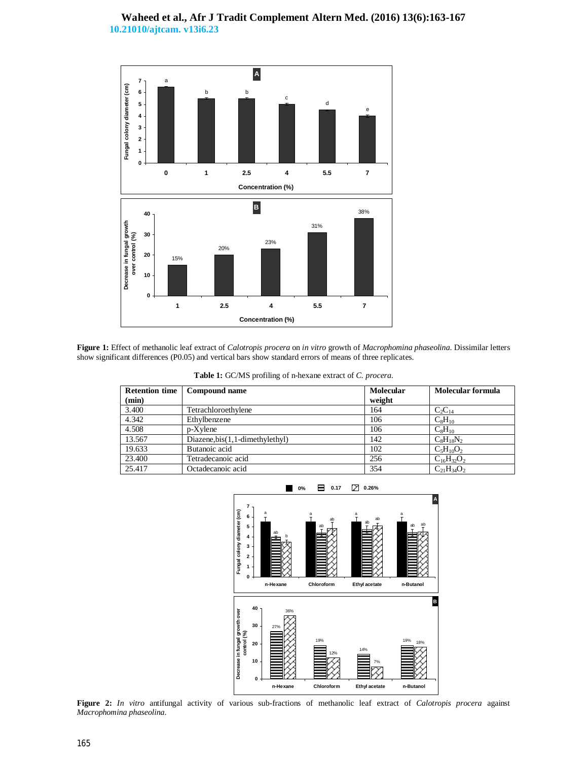**Figure 1:** Effect of methanolic leaf extract of *Calotropis procera* on *in vitro* growth of *Macrophomina phaseolina*. Dissimilar letters show significant differences (P0.05) and vertical bars show standard errors of means of three replicates.

**Table 1:** GC/MS profiling of n-hexane extract of *C. procera*.

| Retention time (min) | Compound name | Molecular weight | Molecular formula |
|---|---|---|---|
| 3.400 | Tetrachloroethylene | 164 | $C_2C_{14}$ |
| 4.342 | Ethylbenzene | 106 | $C_8H_{10}$ |
| 4.508 | p-Xylene | 106 | $C_8H_{10}$ |
| 13.567 | Diazene,bis(1,1-dimethylethyl) | 142 | $C_8H_{18}N_2$ |
| 19.633 | Butanoic acid | 102 | $C_5H_{10}O_2$ |
| 23.400 | Tetradecanoic acid | 256 | $C_{16}H_{32}O_2$ |
| 25.417 | Octadecanoic acid | 354 | $C_{21}H_{34}O_2$ |

**Figure 2:** *In vitro* antifungal activity of various sub-fractions of methanolic leaf extract of *Calotropis procera* against *Macrophomina phaseolina*.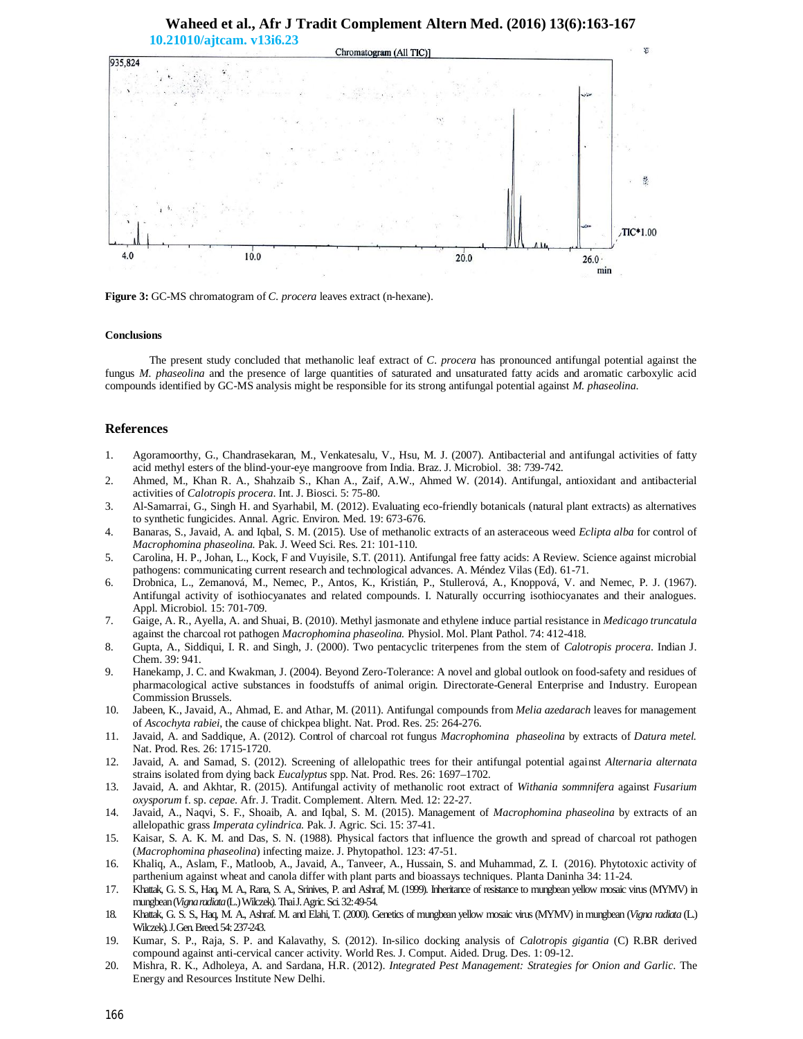**Figure 3:** GC-MS chromatogram of *C. procera* leaves extract (n-hexane).

**Conclusions**

The present study concluded that methanolic leaf extract of *C. procera* has pronounced antifungal potential against the fungus *M. phaseolina* and the presence of large quantities of saturated and unsaturated fatty acids and aromatic carboxylic acid compounds identified by GC-MS analysis might be responsible for its strong antifungal potential against *M. phaseolina*.

## References

1. Agoramoorthy, G., Chandrasekaran, M., Venkatesalu, V., Hsu, M. J. (2007). Antibacterial and antifungal activities of fatty acid methyl esters of the blind-your-eye mangroove from India. Braz. J. Microbiol. 38: 739-742.
2. Ahmed, M., Khan R. A., Shahzaib S., Khan A., Zaif, A.W., Ahmed W. (2014). Antifungal, antioxidant and antibacterial activities of *Calotropis procera*. Int. J. Biosci. 5: 75-80.
3. Al-Samarrai, G., Singh H. and Syarhabil, M. (2012). Evaluating eco-friendly botanicals (natural plant extracts) as alternatives to synthetic fungicides. Annal. Agric. Environ. Med. 19: 673-676.
4. Banaras, S., Javaid, A. and Iqbal, S. M. (2015). Use of methanolic extracts of an asteraceous weed *Eclipta alba* for control of *Macrophomina phaseolina.* Pak. J. Weed Sci. Res. 21: 101-110.
5. Carolina, H. P., Johan, L., Kock, F and Vuyisile, S.T. (2011). Antifungal free fatty acids: A Review. Science against microbial pathogens: communicating current research and technological advances. A. Méndez Vilas (Ed). 61-71.
6. Drobnica, L., Zemanová, M., Nemec, P., Antos, K., Kristián, P., Stullerová, A., Knoppová, V. and Nemec, P. J. (1967). Antifungal activity of isothiocyanates and related compounds. I. Naturally occurring isothiocyanates and their analogues. Appl. Microbiol. 15: 701-709.
7. Gaige, A. R., Ayella, A. and Shuai, B. (2010). Methyl jasmonate and ethylene induce partial resistance in *Medicago truncatula* against the charcoal rot pathogen *Macrophomina phaseolina.* Physiol. Mol. Plant Pathol. 74: 412-418.
8. Gupta, A., Siddiqui, I. R. and Singh, J. (2000). Two pentacyclic triterpenes from the stem of *Calotropis procera*. Indian J. Chem. 39: 941.
9. Hanekamp, J. C. and Kwakman, J. (2004). Beyond Zero-Tolerance: A novel and global outlook on food-safety and residues of pharmacological active substances in foodstuffs of animal origin. Directorate-General Enterprise and Industry. European Commission Brussels.
10. Jabeen, K., Javaid, A., Ahmad, E. and Athar, M. (2011). Antifungal compounds from *Melia azedarach* leaves for management of *Ascochyta rabiei*, the cause of chickpea blight. Nat. Prod. Res. 25: 264-276.
11. Javaid, A. and Saddique, A. (2012). Control of charcoal rot fungus *Macrophomina phaseolina* by extracts of *Datura metel.* Nat. Prod. Res. 26: 1715-1720.
12. Javaid, A. and Samad, S. (2012). Screening of allelopathic trees for their antifungal potential against *Alternaria alternata* strains isolated from dying back *Eucalyptus* spp. Nat. Prod. Res. 26: 1697–1702.
13. Javaid, A. and Akhtar, R. (2015). Antifungal activity of methanolic root extract of *Withania sommnifera* against *Fusarium oxysporum* f. sp. *cepae.* Afr. J. Tradit. Complement. Altern. Med. 12: 22-27.
14. Javaid, A., Naqvi, S. F., Shoaib, A. and Iqbal, S. M. (2015). Management of *Macrophomina phaseolina* by extracts of an allelopathic grass *Imperata cylindrica.* Pak. J. Agric. Sci. 15: 37-41.
15. Kaisar, S. A. K. M. and Das, S. N. (1988). Physical factors that influence the growth and spread of charcoal rot pathogen (*Macrophomina phaseolina*) infecting maize. J. Phytopathol. 123: 47-51.
16. Khaliq, A., Aslam, F., Matloob, A., Javaid, A., Tanveer, A., Hussain, S. and Muhammad, Z. I. (2016). Phytotoxic activity of parthenium against wheat and canola differ with plant parts and bioassays techniques. Planta Daninha 34: 11-24.
17. Khattak, G. S. S., Haq, M. A., Rana, S. A., Srinives, P. and Ashraf, M. (1999). Inheritance of resistance to mungbean yellow mosaic virus (MYMV) in mungbean (*Vigna radiata* (L.) Wilczek). Thai J. Agric. Sci. 32: 49-54.
18. Khattak, G. S. S., Haq, M. A., Ashraf. M. and Elahi, T. (2000). Genetics of mungbean yellow mosaic virus (MYMV) in mungbean (*Vigna radiata* (L.) Wilczek). J. Gen. Breed. 54: 237-243.
19. Kumar, S. P., Raja, S. P. and Kalavathy, S. (2012). In-silico docking analysis of *Calotropis gigantia* (C) R.BR derived compound against anti-cervical cancer activity. World Res. J. Comput. Aided. Drug. Des. 1: 09-12.
20. Mishra, R. K., Adholeya, A. and Sardana, H.R. (2012). *Integrated Pest Management: Strategies for Onion and Garlic*. The Energy and Resources Institute New Delhi.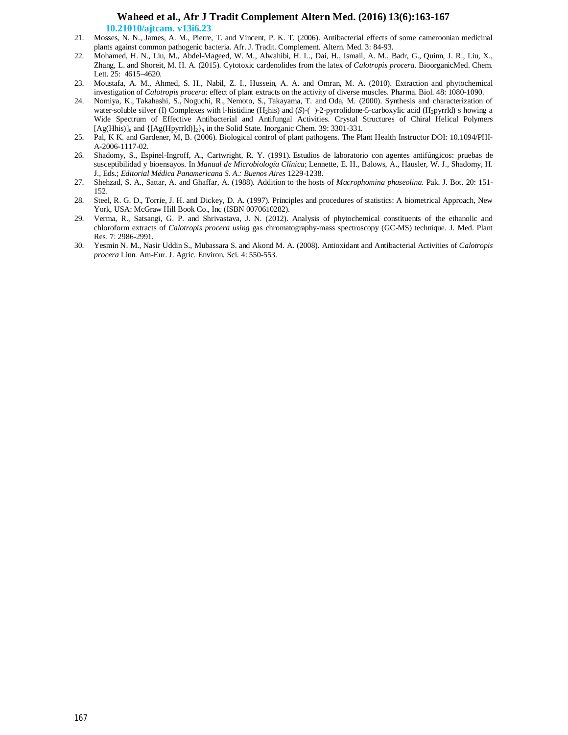21. Mosses, N. N., James, A. M., Pierre, T. and Vincent, P. K. T. (2006). Antibacterial effects of some cameroonian medicinal plants against common pathogenic bacteria. Afr. J. Tradit. Complement. Altern. Med. 3: 84-93.
22. Mohamed, H. N., Liu, M., Abdel-Mageed, W. M., Alwahibi, H. L., Dai, H., Ismail, A. M., Badr, G., Quinn, J. R., Liu, X., Zhang, L. and Shoreit, M. H. A. (2015). Cytotoxic cardenolides from the latex of *Calotropis procera.* BioorganicMed. Chem. Lett. 25: 4615–4620.
23. Moustafa, A. M., Ahmed, S. H., Nabil, Z. I., Hussein, A. A. and Omran, M. A. (2010). Extraction and phytochemical investigation of *Calotropis procera*: effect of plant extracts on the activity of diverse muscles. Pharma. Biol. 48: 1080-1090.
24. Nomiya, K., Takahashi, S., Noguchi, R., Nemoto, S., Takayama, T. and Oda, M. (2000). Synthesis and characterization of water-soluble silver (I) Complexes with l-histidine ($H_2$his) and (*S*)-(−)-2-pyrrolidone-5-carboxylic acid ($H_2$pyrrld) s howing a Wide Spectrum of Effective Antibacterial and Antifungal Activities. Crystal Structures of Chiral Helical Polymers $[Ag(Hhis)]_n$ and $\{[Ag(Hpyrrld)]_2\}_n$ in the Solid State. Inorganic Chem. 39: 3301-331.
25. Pal, K K. and Gardener, M, B. (2006). Biological control of plant pathogens. The Plant Health Instructor DOI: 10.1094/PHI-A-2006-1117-02.
26. Shadomy, S., Espinel-Ingroff, A., Cartwright, R. Y. (1991). Estudios de laboratorio con agentes antifúngicos: pruebas de susceptibilidad y bioensayos. In *Manual de Microbiología Clínica*; Lennette, E. H., Balows, A., Hausler, W. J., Shadomy, H. J., Eds.; *Editorial Médica Panamericana S. A.: Buenos Aires* 1229-1238.
27. Shehzad, S. A., Sattar, A. and Ghaffar, A. (1988). Addition to the hosts of *Macrophomina phaseolina.* Pak. J. Bot. 20: 151-152.
28. Steel, R. G. D., Torrie, J. H. and Dickey, D. A. (1997). Principles and procedures of statistics: A biometrical Approach, New York, USA: McGraw Hill Book Co., Inc (ISBN 0070610282).
29. Verma, R., Satsangi, G. P. and Shrivastava, J. N. (2012). Analysis of phytochemical constituents of the ethanolic and chloroform extracts of *Calotropis procera using* gas chromatography-mass spectroscopy (GC-MS) technique. J. Med. Plant Res. 7: 2986-2991.
30. Yesmin N. M., Nasir Uddin S., Mubassara S. and Akond M. A. (2008). Antioxidant and Antibacterial Activities of *Calotropis procera* Linn. Am-Eur. J. Agric. Environ. Sci. 4: 550-553.